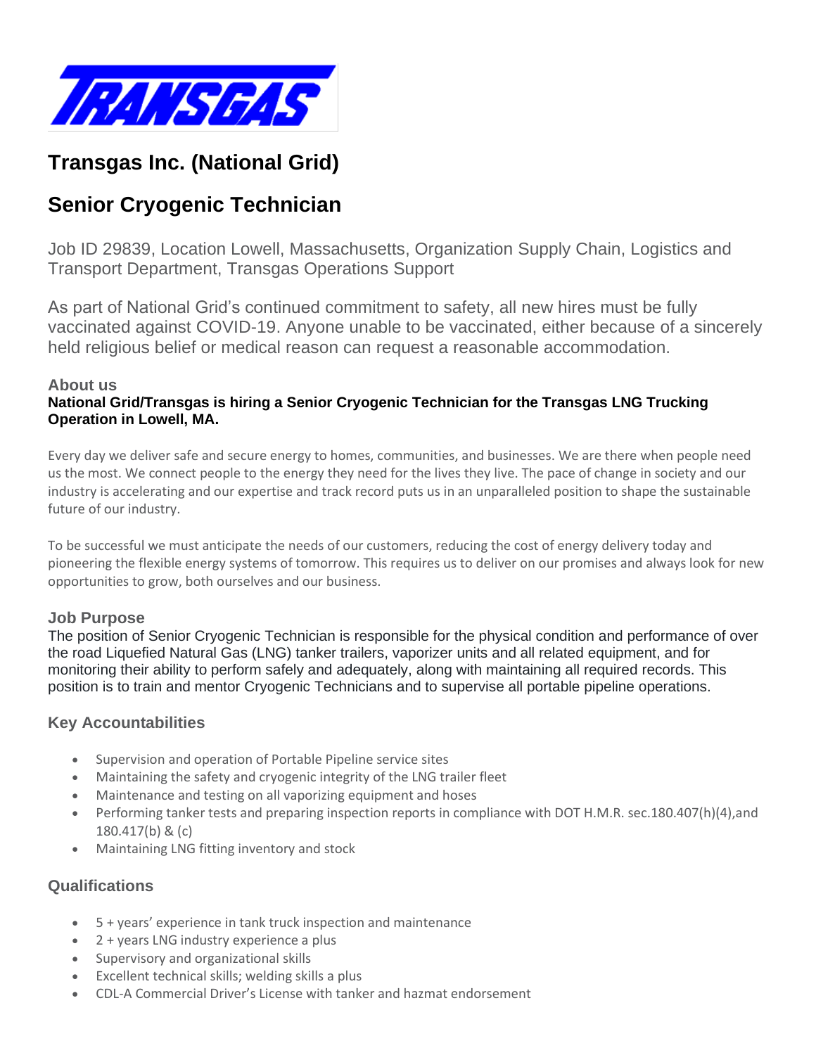# Transgas Inc. (National Grid)

# Senior Cryogenic Technician

Job ID 29839, Location Lowell, Massachusetts, Organization Supply Chain, Logistics and Transport Department, Transgas Operations Support

As part of National Grid's continued commitment to safety, all new hires must be fully vaccinated against COVID-19. Anyone unable to be vaccinated, either because of a sincerely held religious belief or medical reason can request a reasonable accommodation.

### About us

**National Grid/Transgas is hiring a Senior Cryogenic Technician for the Transgas LNG Trucking Operation in Lowell, MA.**

Every day we deliver safe and secure energy to homes, communities, and businesses. We are there when people need us the most. We connect people to the energy they need for the lives they live. The pace of change in society and our industry is accelerating and our expertise and track record puts us in an unparalleled position to shape the sustainable future of our industry.

To be successful we must anticipate the needs of our customers, reducing the cost of energy delivery today and pioneering the flexible energy systems of tomorrow. This requires us to deliver on our promises and always look for new opportunities to grow, both ourselves and our business.

### Job Purpose

The position of Senior Cryogenic Technician is responsible for the physical condition and performance of over the road Liquefied Natural Gas (LNG) tanker trailers, vaporizer units and all related equipment, and for monitoring their ability to perform safely and adequately, along with maintaining all required records. This position is to train and mentor Cryogenic Technicians and to supervise all portable pipeline operations.

### Key Accountabilities

- Supervision and operation of Portable Pipeline service sites
- Maintaining the safety and cryogenic integrity of the LNG trailer fleet
- Maintenance and testing on all vaporizing equipment and hoses
- Performing tanker tests and preparing inspection reports in compliance with DOT H.M.R. sec.180.407(h)(4),and 180.417(b) & (c)
- Maintaining LNG fitting inventory and stock

### Qualifications

- 5 + years' experience in tank truck inspection and maintenance
- 2 + years LNG industry experience a plus
- Supervisory and organizational skills
- Excellent technical skills; welding skills a plus
- CDL-A Commercial Driver's License with tanker and hazmat endorsement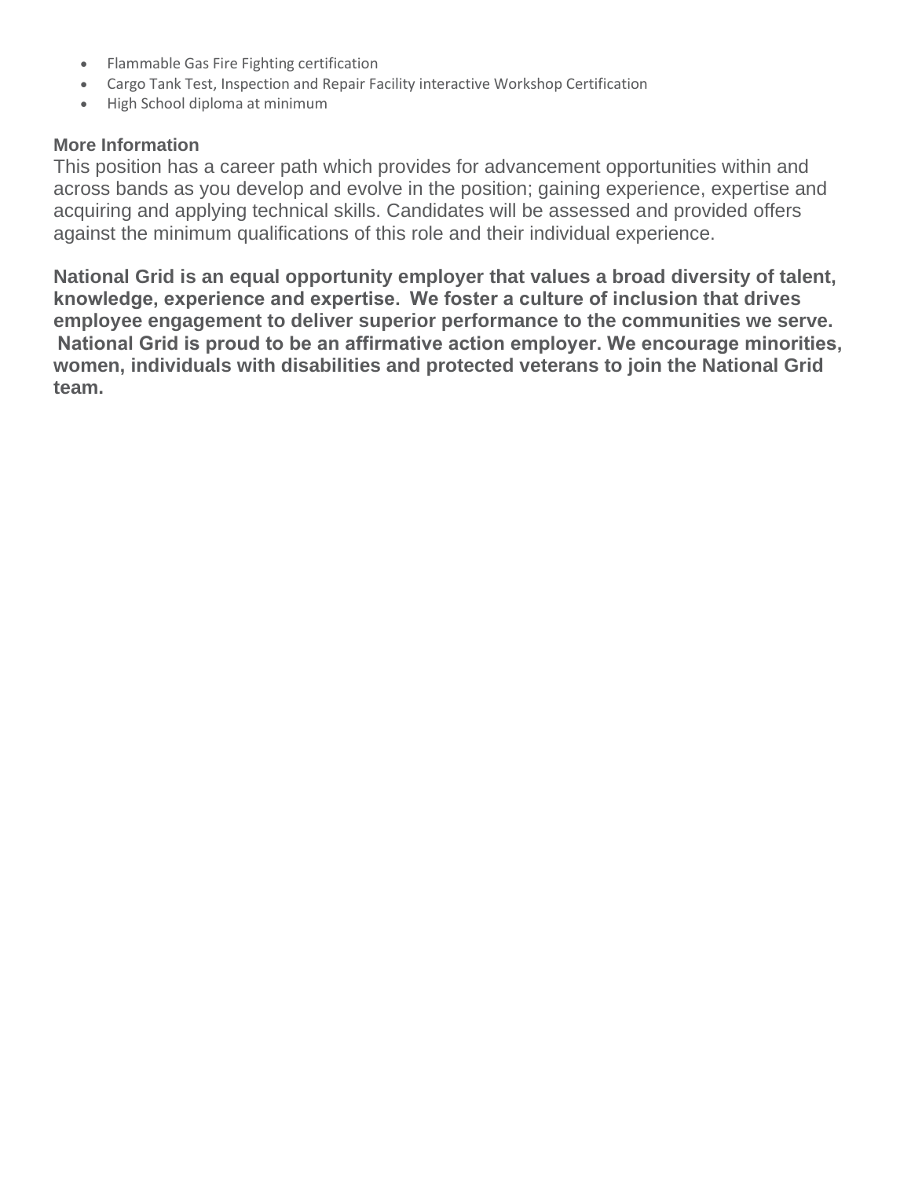- Flammable Gas Fire Fighting certification
- Cargo Tank Test, Inspection and Repair Facility interactive Workshop Certification
- High School diploma at minimum

**More Information**

This position has a career path which provides for advancement opportunities within and across bands as you develop and evolve in the position; gaining experience, expertise and acquiring and applying technical skills. Candidates will be assessed and provided offers against the minimum qualifications of this role and their individual experience.

**National Grid is an equal opportunity employer that values a broad diversity of talent, knowledge, experience and expertise. We foster a culture of inclusion that drives employee engagement to deliver superior performance to the communities we serve. National Grid is proud to be an affirmative action employer. We encourage minorities, women, individuals with disabilities and protected veterans to join the National Grid team.**